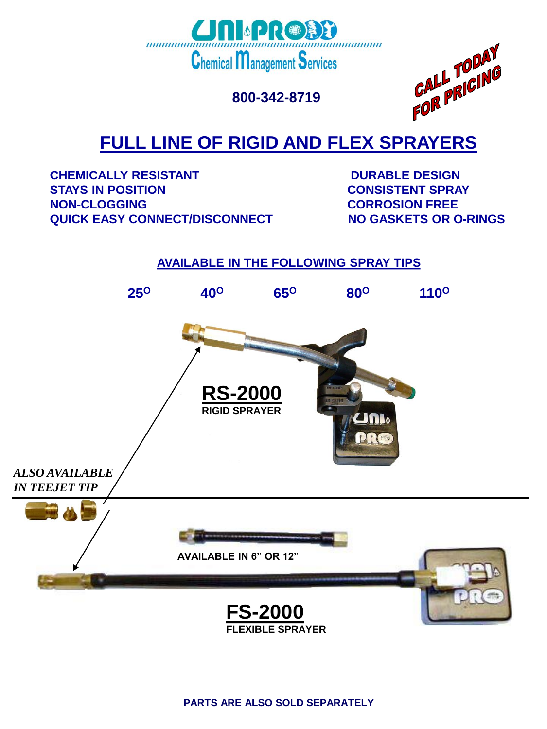# UNI-PRO

Chemical Management Services

800-342-8719

CALL TODAY FOR PRICING

## FULL LINE OF RIGID AND FLEX SPRAYERS

**CHEMICALLY RESISTANT**
**STAYS IN POSITION**
**NON-CLOGGING**
**QUICK EASY CONNECT/DISCONNECT**
**DURABLE DESIGN**
**CONSISTENT SPRAY**
**CORROSION FREE**
**NO GASKETS OR O-RINGS**

**AVAILABLE IN THE FOLLOWING SPRAY TIPS**

**25°   40°   65°   80°   110°**

## RS-2000

**RIGID SPRAYER**

***ALSO AVAILABLE IN TEEJET TIP***

**AVAILABLE IN 6" OR 12"**

## FS-2000

**FLEXIBLE SPRAYER**

**PARTS ARE ALSO SOLD SEPARATELY**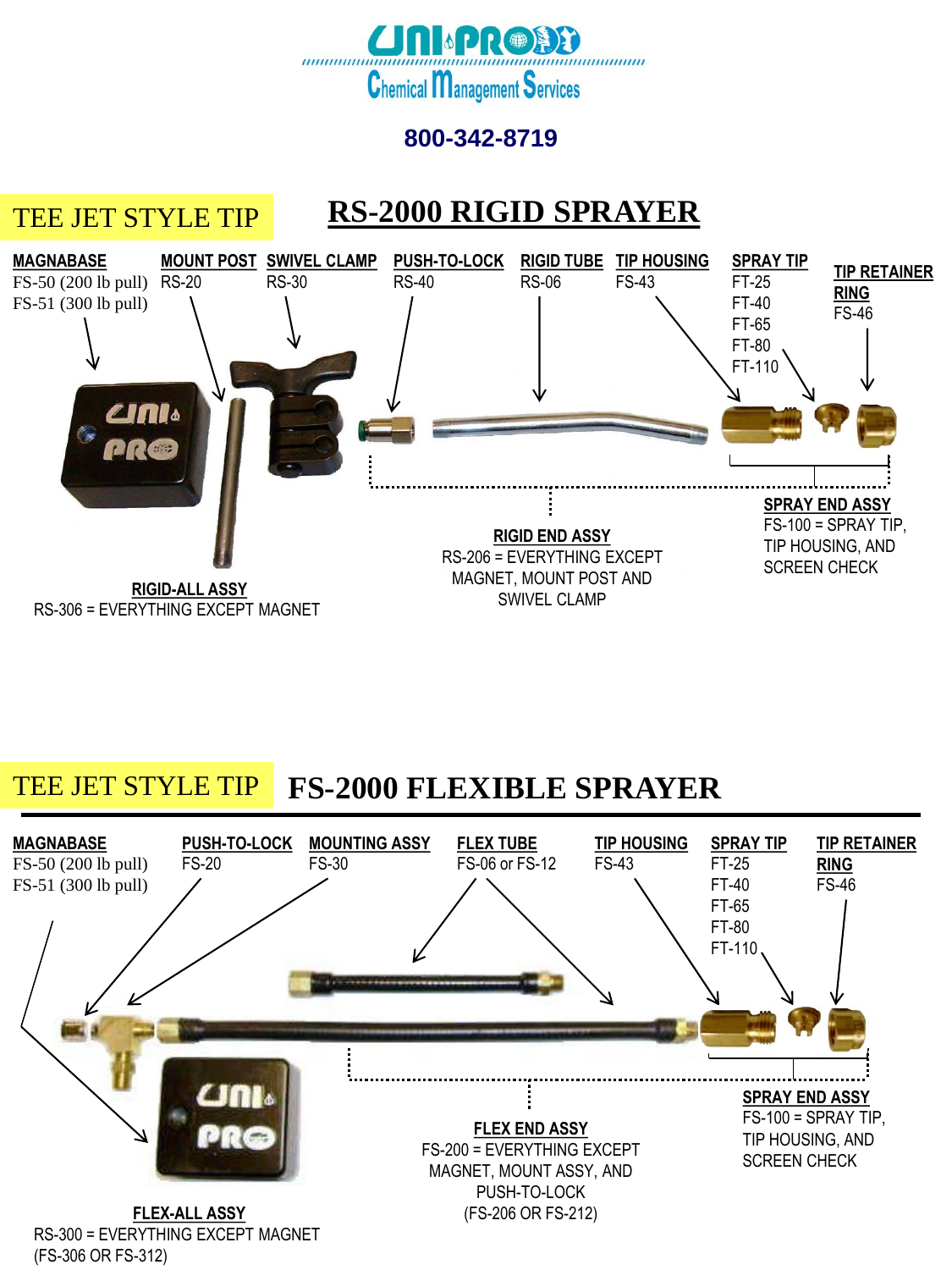**UNI-PRO**
Chemical Management Services

**800-342-8719**

## TEE JET STYLE TIP — RS-2000 RIGID SPRAYER

**MAGNABASE**
FS-50 (200 lb pull)
FS-51 (300 lb pull)

**MOUNT POST**
RS-20

**SWIVEL CLAMP**
RS-30

**PUSH-TO-LOCK**
RS-40

**RIGID TUBE**
RS-06

**TIP HOUSING**
FS-43

**SPRAY TIP**
FT-25
FT-40
FT-65
FT-80
FT-110

**TIP RETAINER RING**
FS-46

**SPRAY END ASSY**
FS-100 = SPRAY TIP, TIP HOUSING, AND SCREEN CHECK

**RIGID END ASSY**
RS-206 = EVERYTHING EXCEPT MAGNET, MOUNT POST AND SWIVEL CLAMP

**RIGID-ALL ASSY**
RS-306 = EVERYTHING EXCEPT MAGNET

## TEE JET STYLE TIP — FS-2000 FLEXIBLE SPRAYER

**MAGNABASE**
FS-50 (200 lb pull)
FS-51 (300 lb pull)

**PUSH-TO-LOCK**
FS-20

**MOUNTING ASSY**
FS-30

**FLEX TUBE**
FS-06 or FS-12

**TIP HOUSING**
FS-43

**SPRAY TIP**
FT-25
FT-40
FT-65
FT-80
FT-110

**TIP RETAINER RING**
FS-46

**SPRAY END ASSY**
FS-100 = SPRAY TIP, TIP HOUSING, AND SCREEN CHECK

**FLEX END ASSY**
FS-200 = EVERYTHING EXCEPT MAGNET, MOUNT ASSY, AND PUSH-TO-LOCK
(FS-206 OR FS-212)

**FLEX-ALL ASSY**
RS-300 = EVERYTHING EXCEPT MAGNET
(FS-306 OR FS-312)